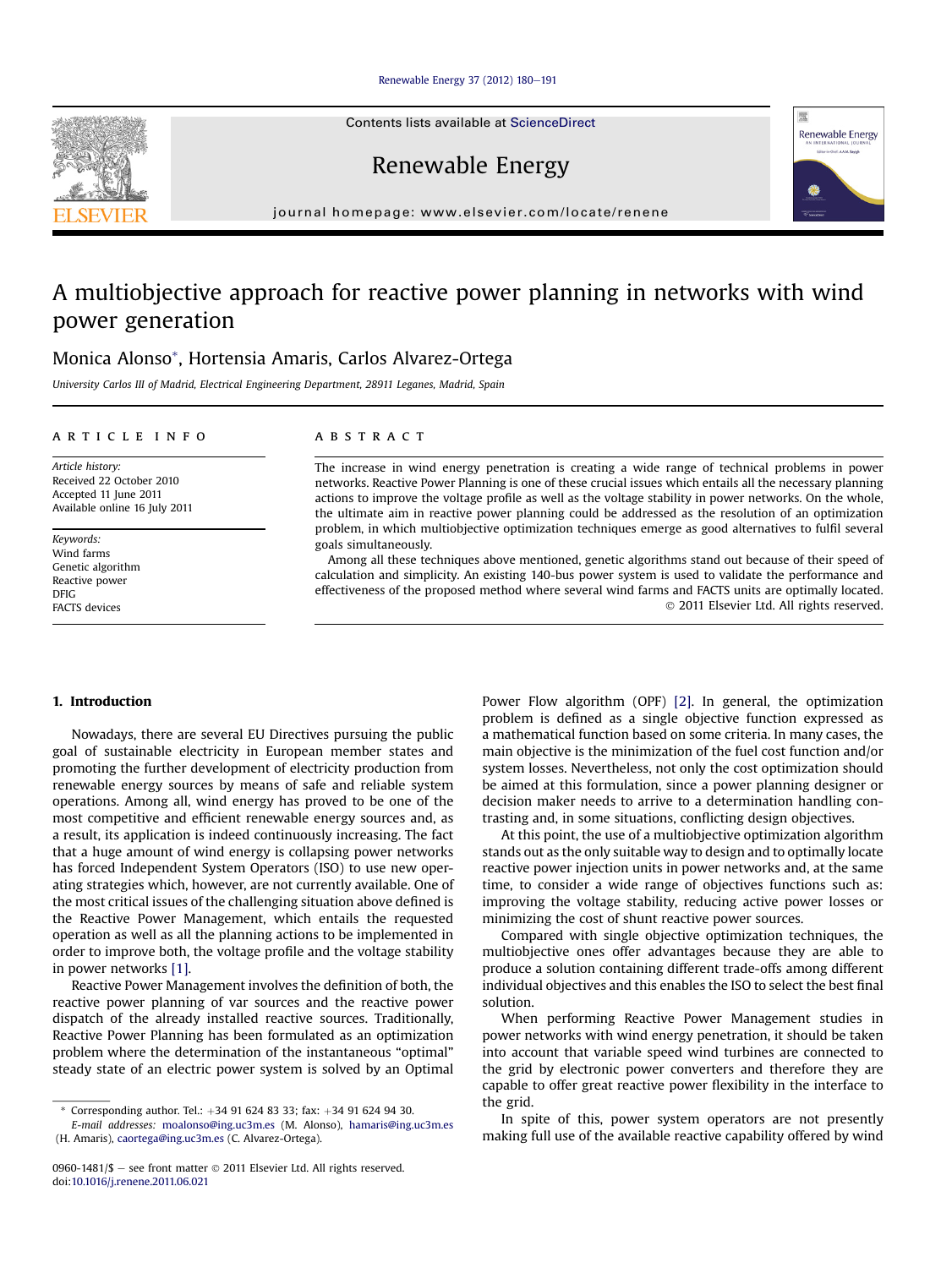# A multiobjective approach for reactive power planning in networks with wind power generation

Monica Alonso*, Hortensia Amaris, Carlos Alvarez-Ortega

*University Carlos III of Madrid, Electrical Engineering Department, 28911 Leganes, Madrid, Spain*

## ARTICLE INFO

*Article history:*
Received 22 October 2010
Accepted 11 June 2011
Available online 16 July 2011

*Keywords:*
Wind farms
Genetic algorithm
Reactive power
DFIG
FACTS devices

## ABSTRACT

The increase in wind energy penetration is creating a wide range of technical problems in power networks. Reactive Power Planning is one of these crucial issues which entails all the necessary planning actions to improve the voltage profile as well as the voltage stability in power networks. On the whole, the ultimate aim in reactive power planning could be addressed as the resolution of an optimization problem, in which multiobjective optimization techniques emerge as good alternatives to fulfil several goals simultaneously.

Among all these techniques above mentioned, genetic algorithms stand out because of their speed of calculation and simplicity. An existing 140-bus power system is used to validate the performance and effectiveness of the proposed method where several wind farms and FACTS units are optimally located.

© 2011 Elsevier Ltd. All rights reserved.

## 1. Introduction

Nowadays, there are several EU Directives pursuing the public goal of sustainable electricity in European member states and promoting the further development of electricity production from renewable energy sources by means of safe and reliable system operations. Among all, wind energy has proved to be one of the most competitive and efficient renewable energy sources and, as a result, its application is indeed continuously increasing. The fact that a huge amount of wind energy is collapsing power networks has forced Independent System Operators (ISO) to use new operating strategies which, however, are not currently available. One of the most critical issues of the challenging situation above defined is the Reactive Power Management, which entails the requested operation as well as all the planning actions to be implemented in order to improve both, the voltage profile and the voltage stability in power networks [1].

Reactive Power Management involves the definition of both, the reactive power planning of var sources and the reactive power dispatch of the already installed reactive sources. Traditionally, Reactive Power Planning has been formulated as an optimization problem where the determination of the instantaneous "optimal" steady state of an electric power system is solved by an Optimal Power Flow algorithm (OPF) [2]. In general, the optimization problem is defined as a single objective function expressed as a mathematical function based on some criteria. In many cases, the main objective is the minimization of the fuel cost function and/or system losses. Nevertheless, not only the cost optimization should be aimed at this formulation, since a power planning designer or decision maker needs to arrive to a determination handling contrasting and, in some situations, conflicting design objectives.

At this point, the use of a multiobjective optimization algorithm stands out as the only suitable way to design and to optimally locate reactive power injection units in power networks and, at the same time, to consider a wide range of objectives functions such as: improving the voltage stability, reducing active power losses or minimizing the cost of shunt reactive power sources.

Compared with single objective optimization techniques, the multiobjective ones offer advantages because they are able to produce a solution containing different trade-offs among different individual objectives and this enables the ISO to select the best final solution.

When performing Reactive Power Management studies in power networks with wind energy penetration, it should be taken into account that variable speed wind turbines are connected to the grid by electronic power converters and therefore they are capable to offer great reactive power flexibility in the interface to the grid.

In spite of this, power system operators are not presently making full use of the available reactive capability offered by wind

---

* Corresponding author. Tel.: +34 91 624 83 33; fax: +34 91 624 94 30.
*E-mail addresses:* moalonso@ing.uc3m.es (M. Alonso), hamaris@ing.uc3m.es (H. Amaris), caortega@ing.uc3m.es (C. Alvarez-Ortega).

0960-1481/$ – see front matter © 2011 Elsevier Ltd. All rights reserved.
doi:10.1016/j.renene.2011.06.021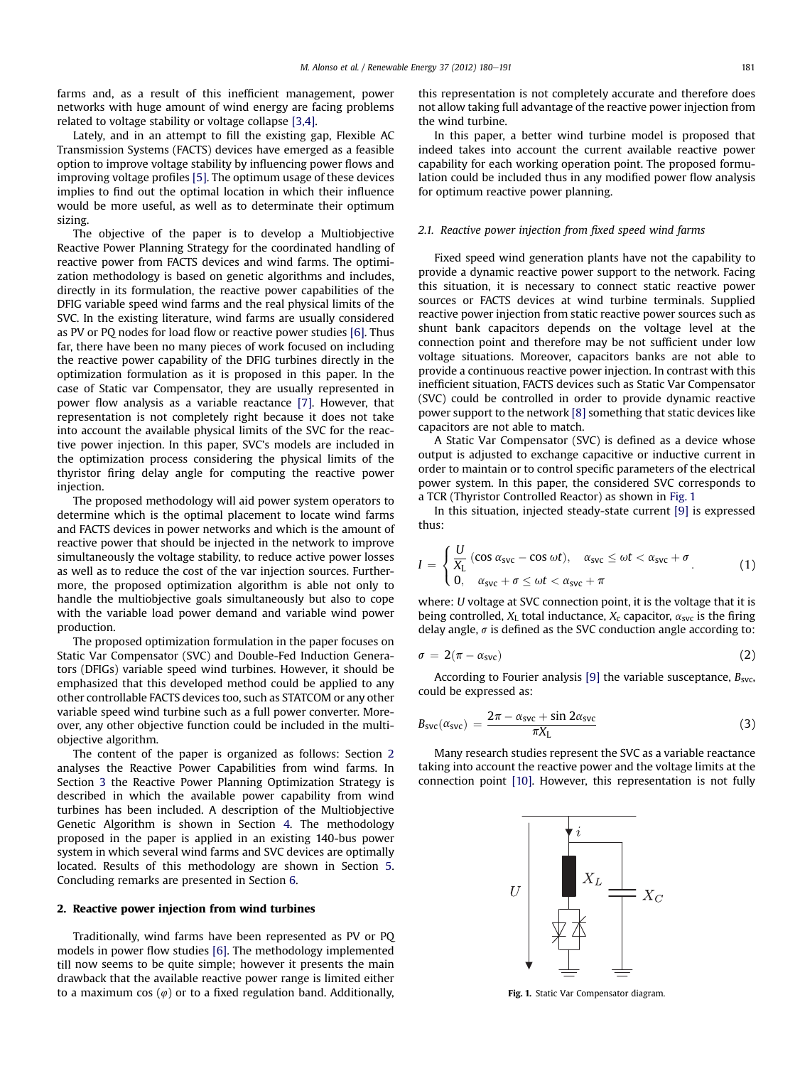farms and, as a result of this inefficient management, power networks with huge amount of wind energy are facing problems related to voltage stability or voltage collapse [3,4].

Lately, and in an attempt to fill the existing gap, Flexible AC Transmission Systems (FACTS) devices have emerged as a feasible option to improve voltage stability by influencing power flows and improving voltage profiles [5]. The optimum usage of these devices implies to find out the optimal location in which their influence would be more useful, as well as to determinate their optimum sizing.

The objective of the paper is to develop a Multiobjective Reactive Power Planning Strategy for the coordinated handling of reactive power from FACTS devices and wind farms. The optimization methodology is based on genetic algorithms and includes, directly in its formulation, the reactive power capabilities of the DFIG variable speed wind farms and the real physical limits of the SVC. In the existing literature, wind farms are usually considered as PV or PQ nodes for load flow or reactive power studies [6]. Thus far, there have been no many pieces of work focused on including the reactive power capability of the DFIG turbines directly in the optimization formulation as it is proposed in this paper. In the case of Static var Compensator, they are usually represented in power flow analysis as a variable reactance [7]. However, that representation is not completely right because it does not take into account the available physical limits of the SVC for the reactive power injection. In this paper, SVC's models are included in the optimization process considering the physical limits of the thyristor firing delay angle for computing the reactive power injection.

The proposed methodology will aid power system operators to determine which is the optimal placement to locate wind farms and FACTS devices in power networks and which is the amount of reactive power that should be injected in the network to improve simultaneously the voltage stability, to reduce active power losses as well as to reduce the cost of the var injection sources. Furthermore, the proposed optimization algorithm is able not only to handle the multiobjective goals simultaneously but also to cope with the variable load power demand and variable wind power production.

The proposed optimization formulation in the paper focuses on Static Var Compensator (SVC) and Double-Fed Induction Generators (DFIGs) variable speed wind turbines. However, it should be emphasized that this developed method could be applied to any other controllable FACTS devices too, such as STATCOM or any other variable speed wind turbine such as a full power converter. Moreover, any other objective function could be included in the multiobjective algorithm.

The content of the paper is organized as follows: Section 2 analyses the Reactive Power Capabilities from wind farms. In Section 3 the Reactive Power Planning Optimization Strategy is described in which the available power capability from wind turbines has been included. A description of the Multiobjective Genetic Algorithm is shown in Section 4. The methodology proposed in the paper is applied in an existing 140-bus power system in which several wind farms and SVC devices are optimally located. Results of this methodology are shown in Section 5. Concluding remarks are presented in Section 6.

## 2. Reactive power injection from wind turbines

Traditionally, wind farms have been represented as PV or PQ models in power flow studies [6]. The methodology implemented till now seems to be quite simple; however it presents the main drawback that the available reactive power range is limited either to a maximum cos ($\varphi$) or to a fixed regulation band. Additionally, this representation is not completely accurate and therefore does not allow taking full advantage of the reactive power injection from the wind turbine.

In this paper, a better wind turbine model is proposed that indeed takes into account the current available reactive power capability for each working operation point. The proposed formulation could be included thus in any modified power flow analysis for optimum reactive power planning.

### 2.1. Reactive power injection from fixed speed wind farms

Fixed speed wind generation plants have not the capability to provide a dynamic reactive power support to the network. Facing this situation, it is necessary to connect static reactive power sources or FACTS devices at wind turbine terminals. Supplied reactive power injection from static reactive power sources such as shunt bank capacitors depends on the voltage level at the connection point and therefore may be not sufficient under low voltage situations. Moreover, capacitors banks are not able to provide a continuous reactive power injection. In contrast with this inefficient situation, FACTS devices such as Static Var Compensator (SVC) could be controlled in order to provide dynamic reactive power support to the network [8] something that static devices like capacitors are not able to match.

A Static Var Compensator (SVC) is defined as a device whose output is adjusted to exchange capacitive or inductive current in order to maintain or to control specific parameters of the electrical power system. In this paper, the considered SVC corresponds to a TCR (Thyristor Controlled Reactor) as shown in Fig. 1

In this situation, injected steady-state current [9] is expressed thus:

$$I = \begin{cases} \dfrac{U}{X_L}\left(\cos\alpha_{svc} - \cos\omega t\right), & \alpha_{svc} \le \omega t < \alpha_{svc} + \sigma \\ 0, & \alpha_{svc} + \sigma \le \omega t < \alpha_{svc} + \pi \end{cases} \quad (1)$$

where: $U$ voltage at SVC connection point, it is the voltage that it is being controlled, $X_L$ total inductance, $X_c$ capacitor, $\alpha_{svc}$ is the firing delay angle, $\sigma$ is defined as the SVC conduction angle according to:

$$\sigma = 2(\pi - \alpha_{svc}) \quad (2)$$

According to Fourier analysis [9] the variable susceptance, $B_{svc}$, could be expressed as:

$$B_{svc}(\alpha_{svc}) = \frac{2\pi - \alpha_{svc} + \sin 2\alpha_{svc}}{\pi X_L} \quad (3)$$

Many research studies represent the SVC as a variable reactance taking into account the reactive power and the voltage limits at the connection point [10]. However, this representation is not fully

Fig. 1. Static Var Compensator diagram.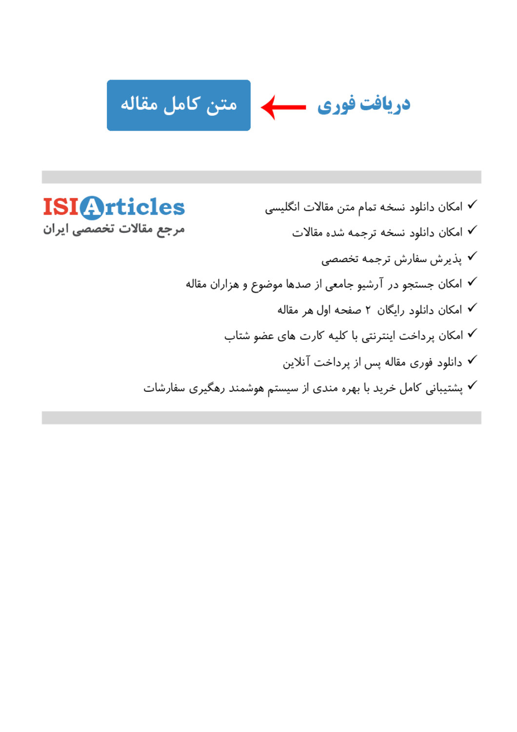دریافت فوری ← **متن کامل مقاله**

**ISIArticles**
مرجع مقالات تخصصی ایران

- ✓ امکان دانلود نسخه تمام متن مقالات انگلیسی
- ✓ امکان دانلود نسخه ترجمه شده مقالات
- ✓ پذیرش سفارش ترجمه تخصصی
- ✓ امکان جستجو در آرشیو جامعی از صدها موضوع و هزاران مقاله
- ✓ امکان دانلود رایگان ۲ صفحه اول هر مقاله
- ✓ امکان پرداخت اینترنتی با کلیه کارت های عضو شتاب
- ✓ دانلود فوری مقاله پس از پرداخت آنلاین
- ✓ پشتیبانی کامل خرید با بهره مندی از سیستم هوشمند رهگیری سفارشات